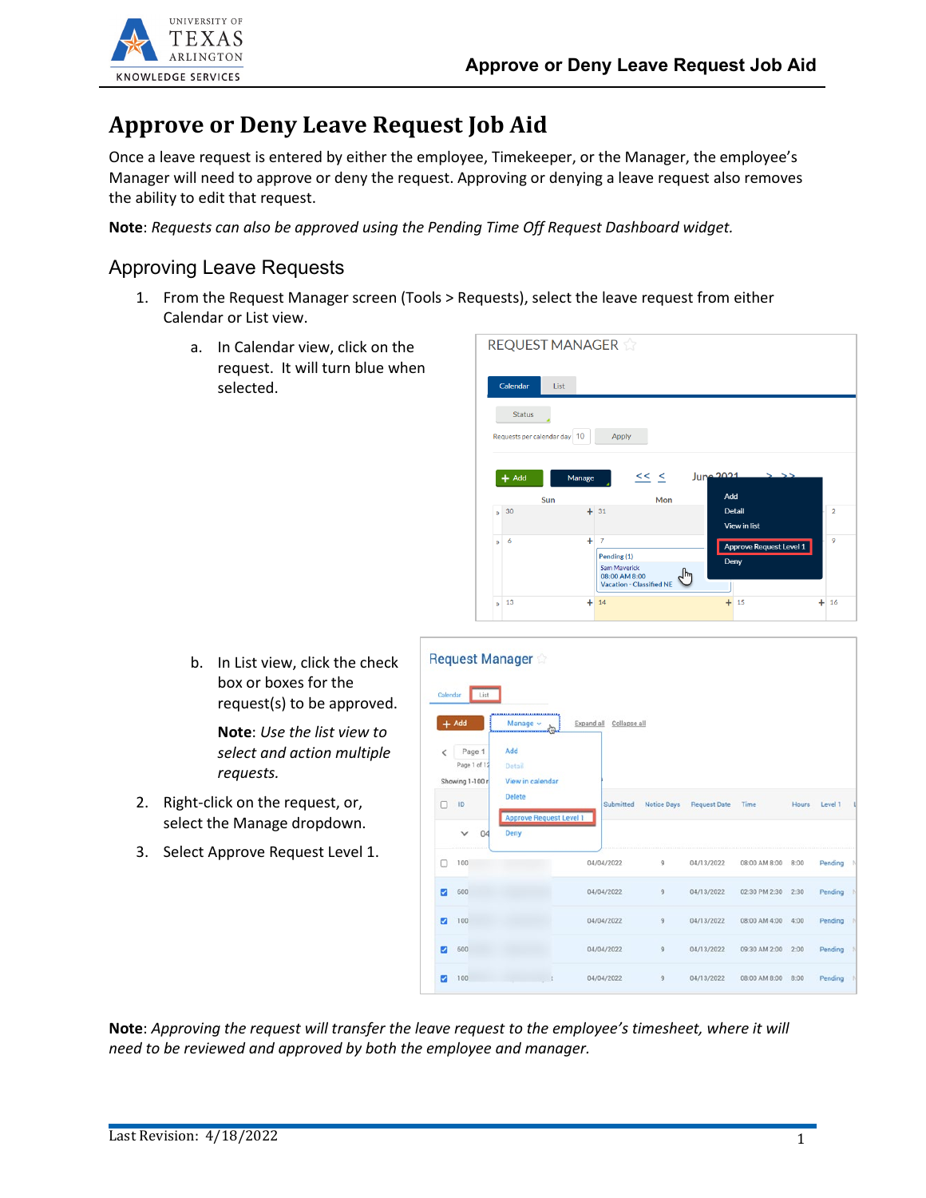# Approve or Deny Leave Request Job Aid

Once a leave request is entered by either the employee, Timekeeper, or the Manager, the employee's Manager will need to approve or deny the request. Approving or denying a leave request also removes the ability to edit that request.

**Note**: *Requests can also be approved using the Pending Time Off Request Dashboard widget.*

## Approving Leave Requests

1. From the Request Manager screen (Tools > Requests), select the leave request from either Calendar or List view.
   a. In Calendar view, click on the request. It will turn blue when selected.
   b. In List view, click the check box or boxes for the request(s) to be approved.

      **Note**: *Use the list view to select and action multiple requests.*
2. Right-click on the request, or, select the Manage dropdown.
3. Select Approve Request Level 1.

**Note**: *Approving the request will transfer the leave request to the employee's timesheet, where it will need to be reviewed and approved by both the employee and manager.*

Last Revision: 4/18/2022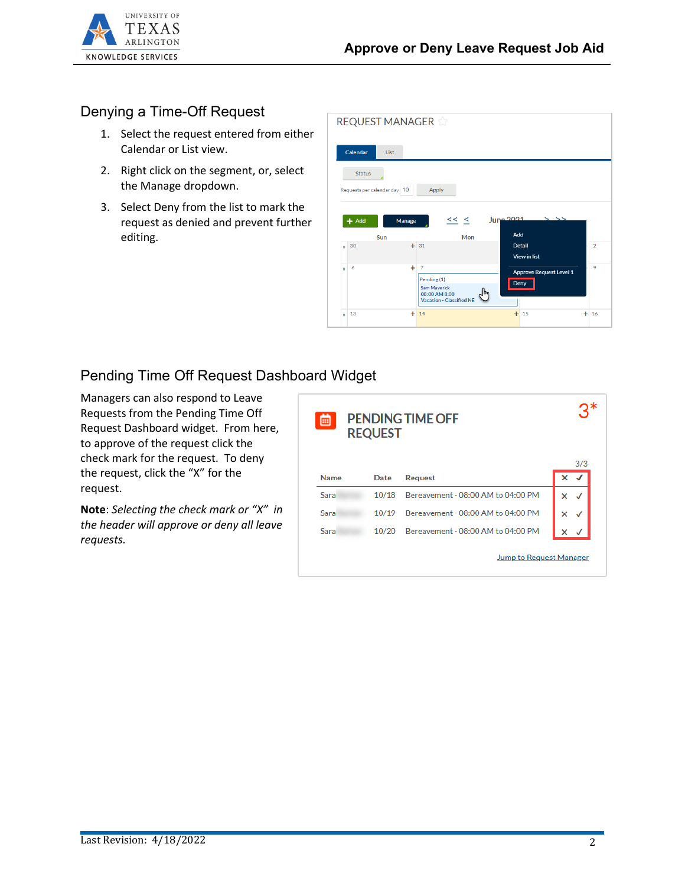## Denying a Time-Off Request

1. Select the request entered from either Calendar or List view.
2. Right click on the segment, or, select the Manage dropdown.
3. Select Deny from the list to mark the request as denied and prevent further editing.

## Pending Time Off Request Dashboard Widget

Managers can also respond to Leave Requests from the Pending Time Off Request Dashboard widget. From here, to approve of the request click the check mark for the request. To deny the request, click the “X” for the request.

**Note**: *Selecting the check mark or “X” in the header will approve or deny all leave requests.*